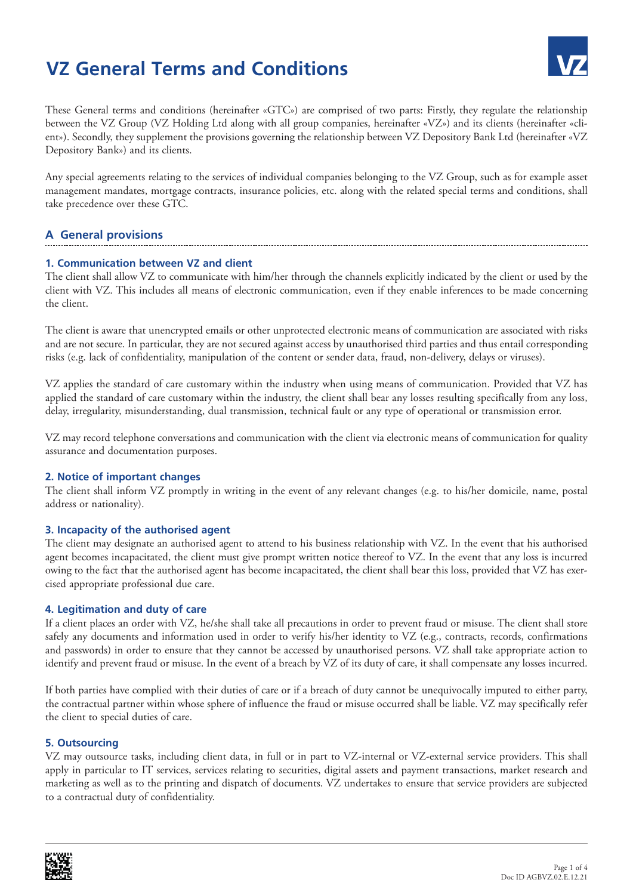# VZ General Terms and Conditions

These General terms and conditions (hereinafter «GTC») are comprised of two parts: Firstly, they regulate the relationship between the VZ Group (VZ Holding Ltd along with all group companies, hereinafter «VZ») and its clients (hereinafter «client»). Secondly, they supplement the provisions governing the relationship between VZ Depository Bank Ltd (hereinafter «VZ Depository Bank») and its clients.

Any special agreements relating to the services of individual companies belonging to the VZ Group, such as for example asset management mandates, mortgage contracts, insurance policies, etc. along with the related special terms and conditions, shall take precedence over these GTC.

## A General provisions

### 1. Communication between VZ and client

The client shall allow VZ to communicate with him/her through the channels explicitly indicated by the client or used by the client with VZ. This includes all means of electronic communication, even if they enable inferences to be made concerning the client.

The client is aware that unencrypted emails or other unprotected electronic means of communication are associated with risks and are not secure. In particular, they are not secured against access by unauthorised third parties and thus entail corresponding risks (e.g. lack of confidentiality, manipulation of the content or sender data, fraud, non-delivery, delays or viruses).

VZ applies the standard of care customary within the industry when using means of communication. Provided that VZ has applied the standard of care customary within the industry, the client shall bear any losses resulting specifically from any loss, delay, irregularity, misunderstanding, dual transmission, technical fault or any type of operational or transmission error.

VZ may record telephone conversations and communication with the client via electronic means of communication for quality assurance and documentation purposes.

### 2. Notice of important changes

The client shall inform VZ promptly in writing in the event of any relevant changes (e.g. to his/her domicile, name, postal address or nationality).

### 3. Incapacity of the authorised agent

The client may designate an authorised agent to attend to his business relationship with VZ. In the event that his authorised agent becomes incapacitated, the client must give prompt written notice thereof to VZ. In the event that any loss is incurred owing to the fact that the authorised agent has become incapacitated, the client shall bear this loss, provided that VZ has exercised appropriate professional due care.

### 4. Legitimation and duty of care

If a client places an order with VZ, he/she shall take all precautions in order to prevent fraud or misuse. The client shall store safely any documents and information used in order to verify his/her identity to VZ (e.g., contracts, records, confirmations and passwords) in order to ensure that they cannot be accessed by unauthorised persons. VZ shall take appropriate action to identify and prevent fraud or misuse. In the event of a breach by VZ of its duty of care, it shall compensate any losses incurred.

If both parties have complied with their duties of care or if a breach of duty cannot be unequivocally imputed to either party, the contractual partner within whose sphere of influence the fraud or misuse occurred shall be liable. VZ may specifically refer the client to special duties of care.

### 5. Outsourcing

VZ may outsource tasks, including client data, in full or in part to VZ-internal or VZ-external service providers. This shall apply in particular to IT services, services relating to securities, digital assets and payment transactions, market research and marketing as well as to the printing and dispatch of documents. VZ undertakes to ensure that service providers are subjected to a contractual duty of confidentiality.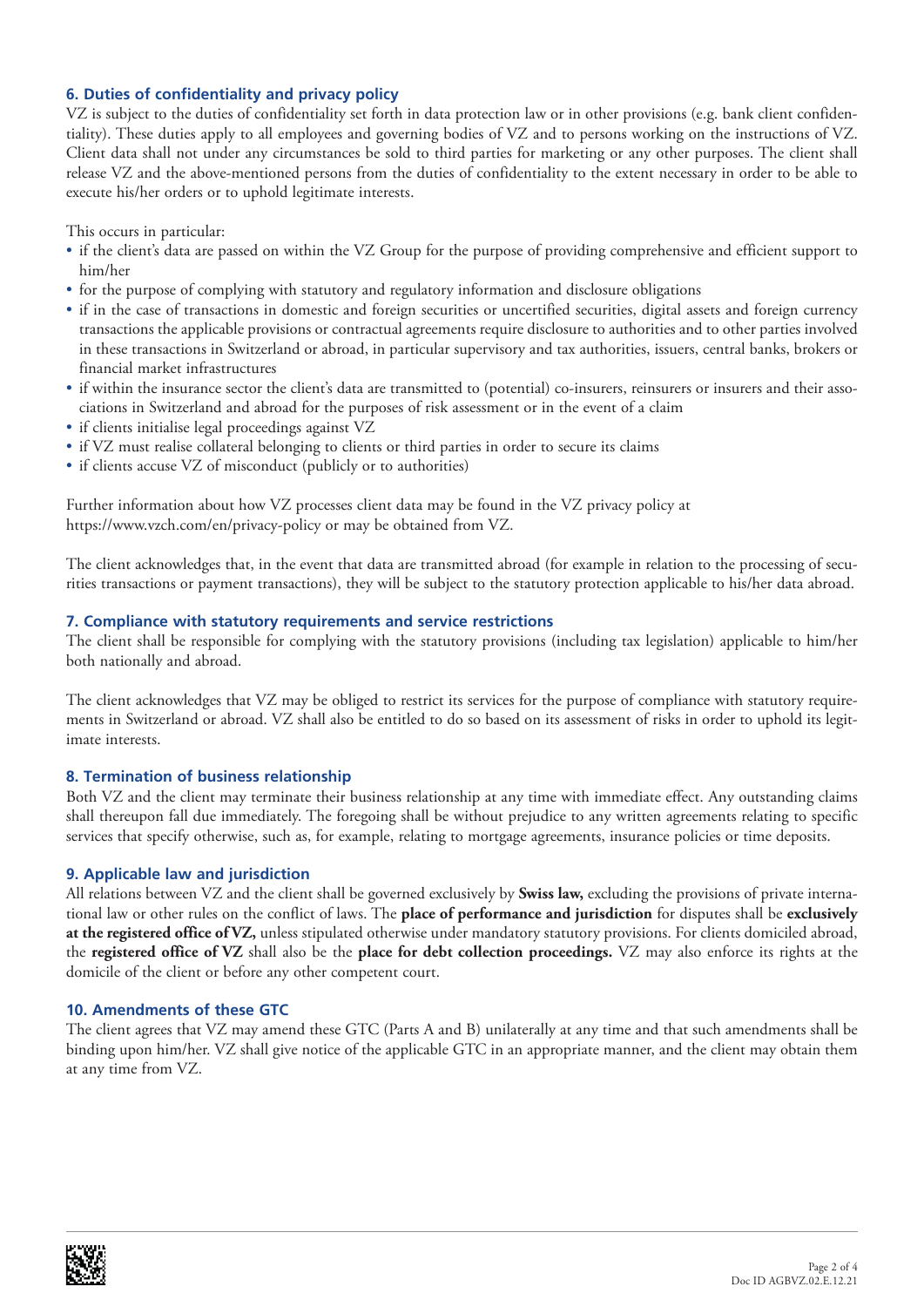## 6. Duties of confidentiality and privacy policy

VZ is subject to the duties of confidentiality set forth in data protection law or in other provisions (e.g. bank client confidentiality). These duties apply to all employees and governing bodies of VZ and to persons working on the instructions of VZ. Client data shall not under any circumstances be sold to third parties for marketing or any other purposes. The client shall release VZ and the above-mentioned persons from the duties of confidentiality to the extent necessary in order to be able to execute his/her orders or to uphold legitimate interests.

This occurs in particular:

- if the client's data are passed on within the VZ Group for the purpose of providing comprehensive and efficient support to him/her
- for the purpose of complying with statutory and regulatory information and disclosure obligations
- if in the case of transactions in domestic and foreign securities or uncertified securities, digital assets and foreign currency transactions the applicable provisions or contractual agreements require disclosure to authorities and to other parties involved in these transactions in Switzerland or abroad, in particular supervisory and tax authorities, issuers, central banks, brokers or financial market infrastructures
- if within the insurance sector the client's data are transmitted to (potential) co-insurers, reinsurers or insurers and their associations in Switzerland and abroad for the purposes of risk assessment or in the event of a claim
- if clients initialise legal proceedings against VZ
- if VZ must realise collateral belonging to clients or third parties in order to secure its claims
- if clients accuse VZ of misconduct (publicly or to authorities)

Further information about how VZ processes client data may be found in the VZ privacy policy at https://www.vzch.com/en/privacy-policy or may be obtained from VZ.

The client acknowledges that, in the event that data are transmitted abroad (for example in relation to the processing of securities transactions or payment transactions), they will be subject to the statutory protection applicable to his/her data abroad.

## 7. Compliance with statutory requirements and service restrictions

The client shall be responsible for complying with the statutory provisions (including tax legislation) applicable to him/her both nationally and abroad.

The client acknowledges that VZ may be obliged to restrict its services for the purpose of compliance with statutory requirements in Switzerland or abroad. VZ shall also be entitled to do so based on its assessment of risks in order to uphold its legitimate interests.

## 8. Termination of business relationship

Both VZ and the client may terminate their business relationship at any time with immediate effect. Any outstanding claims shall thereupon fall due immediately. The foregoing shall be without prejudice to any written agreements relating to specific services that specify otherwise, such as, for example, relating to mortgage agreements, insurance policies or time deposits.

## 9. Applicable law and jurisdiction

All relations between VZ and the client shall be governed exclusively by **Swiss law,** excluding the provisions of private international law or other rules on the conflict of laws. The **place of performance and jurisdiction** for disputes shall be **exclusively at the registered office of VZ,** unless stipulated otherwise under mandatory statutory provisions. For clients domiciled abroad, the **registered office of VZ** shall also be the **place for debt collection proceedings.** VZ may also enforce its rights at the domicile of the client or before any other competent court.

## 10. Amendments of these GTC

The client agrees that VZ may amend these GTC (Parts A and B) unilaterally at any time and that such amendments shall be binding upon him/her. VZ shall give notice of the applicable GTC in an appropriate manner, and the client may obtain them at any time from VZ.

Doc ID AGBVZ.02.E.12.21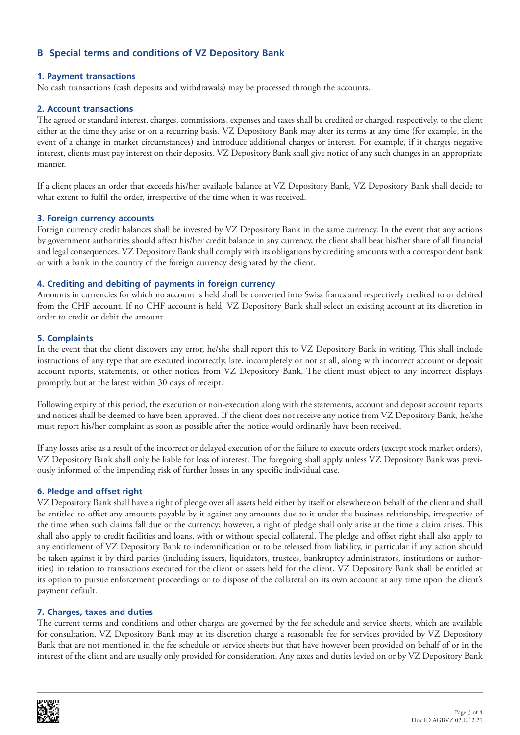## B Special terms and conditions of VZ Depository Bank

### 1. Payment transactions

No cash transactions (cash deposits and withdrawals) may be processed through the accounts.

### 2. Account transactions

The agreed or standard interest, charges, commissions, expenses and taxes shall be credited or charged, respectively, to the client either at the time they arise or on a recurring basis. VZ Depository Bank may alter its terms at any time (for example, in the event of a change in market circumstances) and introduce additional charges or interest. For example, if it charges negative interest, clients must pay interest on their deposits. VZ Depository Bank shall give notice of any such changes in an appropriate manner.

If a client places an order that exceeds his/her available balance at VZ Depository Bank, VZ Depository Bank shall decide to what extent to fulfil the order, irrespective of the time when it was received.

### 3. Foreign currency accounts

Foreign currency credit balances shall be invested by VZ Depository Bank in the same currency. In the event that any actions by government authorities should affect his/her credit balance in any currency, the client shall bear his/her share of all financial and legal consequences. VZ Depository Bank shall comply with its obligations by crediting amounts with a correspondent bank or with a bank in the country of the foreign currency designated by the client.

### 4. Crediting and debiting of payments in foreign currency

Amounts in currencies for which no account is held shall be converted into Swiss francs and respectively credited to or debited from the CHF account. If no CHF account is held, VZ Depository Bank shall select an existing account at its discretion in order to credit or debit the amount.

### 5. Complaints

In the event that the client discovers any error, he/she shall report this to VZ Depository Bank in writing. This shall include instructions of any type that are executed incorrectly, late, incompletely or not at all, along with incorrect account or deposit account reports, statements, or other notices from VZ Depository Bank. The client must object to any incorrect displays promptly, but at the latest within 30 days of receipt.

Following expiry of this period, the execution or non-execution along with the statements, account and deposit account reports and notices shall be deemed to have been approved. If the client does not receive any notice from VZ Depository Bank, he/she must report his/her complaint as soon as possible after the notice would ordinarily have been received.

If any losses arise as a result of the incorrect or delayed execution of or the failure to execute orders (except stock market orders), VZ Depository Bank shall only be liable for loss of interest. The foregoing shall apply unless VZ Depository Bank was previously informed of the impending risk of further losses in any specific individual case.

### 6. Pledge and offset right

VZ Depository Bank shall have a right of pledge over all assets held either by itself or elsewhere on behalf of the client and shall be entitled to offset any amounts payable by it against any amounts due to it under the business relationship, irrespective of the time when such claims fall due or the currency; however, a right of pledge shall only arise at the time a claim arises. This shall also apply to credit facilities and loans, with or without special collateral. The pledge and offset right shall also apply to any entitlement of VZ Depository Bank to indemnification or to be released from liability, in particular if any action should be taken against it by third parties (including issuers, liquidators, trustees, bankruptcy administrators, institutions or authorities) in relation to transactions executed for the client or assets held for the client. VZ Depository Bank shall be entitled at its option to pursue enforcement proceedings or to dispose of the collateral on its own account at any time upon the client's payment default.

### 7. Charges, taxes and duties

The current terms and conditions and other charges are governed by the fee schedule and service sheets, which are available for consultation. VZ Depository Bank may at its discretion charge a reasonable fee for services provided by VZ Depository Bank that are not mentioned in the fee schedule or service sheets but that have however been provided on behalf of or in the interest of the client and are usually only provided for consideration. Any taxes and duties levied on or by VZ Depository Bank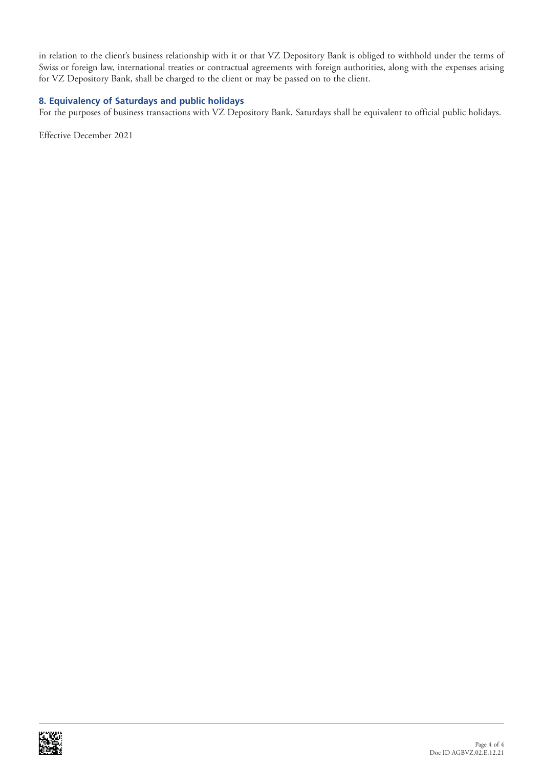in relation to the client's business relationship with it or that VZ Depository Bank is obliged to withhold under the terms of Swiss or foreign law, international treaties or contractual agreements with foreign authorities, along with the expenses arising for VZ Depository Bank, shall be charged to the client or may be passed on to the client.

### 8. Equivalency of Saturdays and public holidays

For the purposes of business transactions with VZ Depository Bank, Saturdays shall be equivalent to official public holidays.

Effective December 2021

Doc ID AGBVZ.02.E.12.21